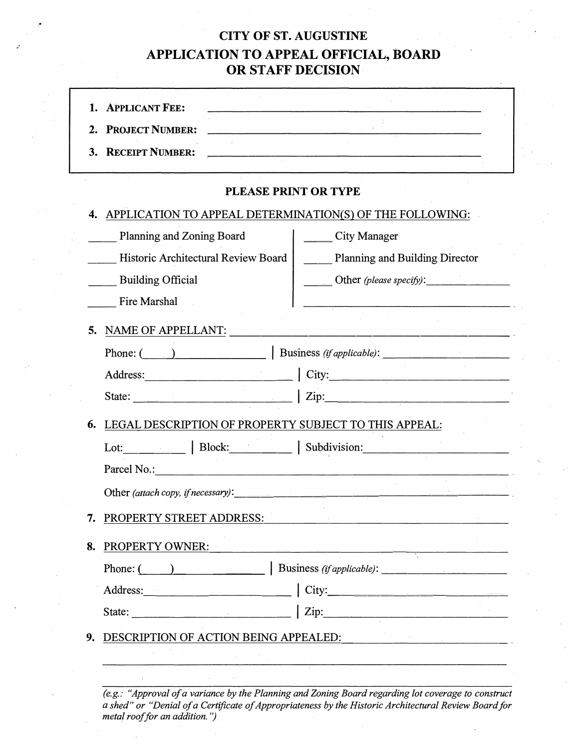# CITY OF ST. AUGUSTINE

## APPLICATION TO APPEAL OFFICIAL, BOARD OR STAFF DECISION

1. **APPLICANT FEE:** ______________________________
2. **PROJECT NUMBER:** ______________________________
3. **RECEIPT NUMBER:** ______________________________

**PLEASE PRINT OR TYPE**

4. APPLICATION TO APPEAL DETERMINATION(S) OF THE FOLLOWING:

_____ Planning and Zoning Board
_____ Historic Architectural Review Board
_____ Building Official
_____ Fire Marshal
_____ City Manager
_____ Planning and Building Director
_____ Other *(please specify)*: ______________
______________________________

5. NAME OF APPELLANT: ______________________________

Phone: (____) ______________ | Business *(if applicable)*: ______________

Address: ______________________ | City: ______________________

State: ______________________ | Zip: ______________________

6. LEGAL DESCRIPTION OF PROPERTY SUBJECT TO THIS APPEAL:

Lot: __________ | Block: __________ | Subdivision: ______________________

Parcel No.: ______________________________

Other *(attach copy, if necessary)*: ______________________________

7. PROPERTY STREET ADDRESS: ______________________________

8. PROPERTY OWNER: ______________________________

Phone: (____) ______________ | Business *(if applicable)*: ______________

Address: ______________________ | City: ______________________

State: ______________________ | Zip: ______________________

9. DESCRIPTION OF ACTION BEING APPEALED: ______________________________

______________________________________________________________

______________________________________________________________

*(e.g.: "Approval of a variance by the Planning and Zoning Board regarding lot coverage to construct a shed" or "Denial of a Certificate of Appropriateness by the Historic Architectural Review Board for metal roof for an addition.")*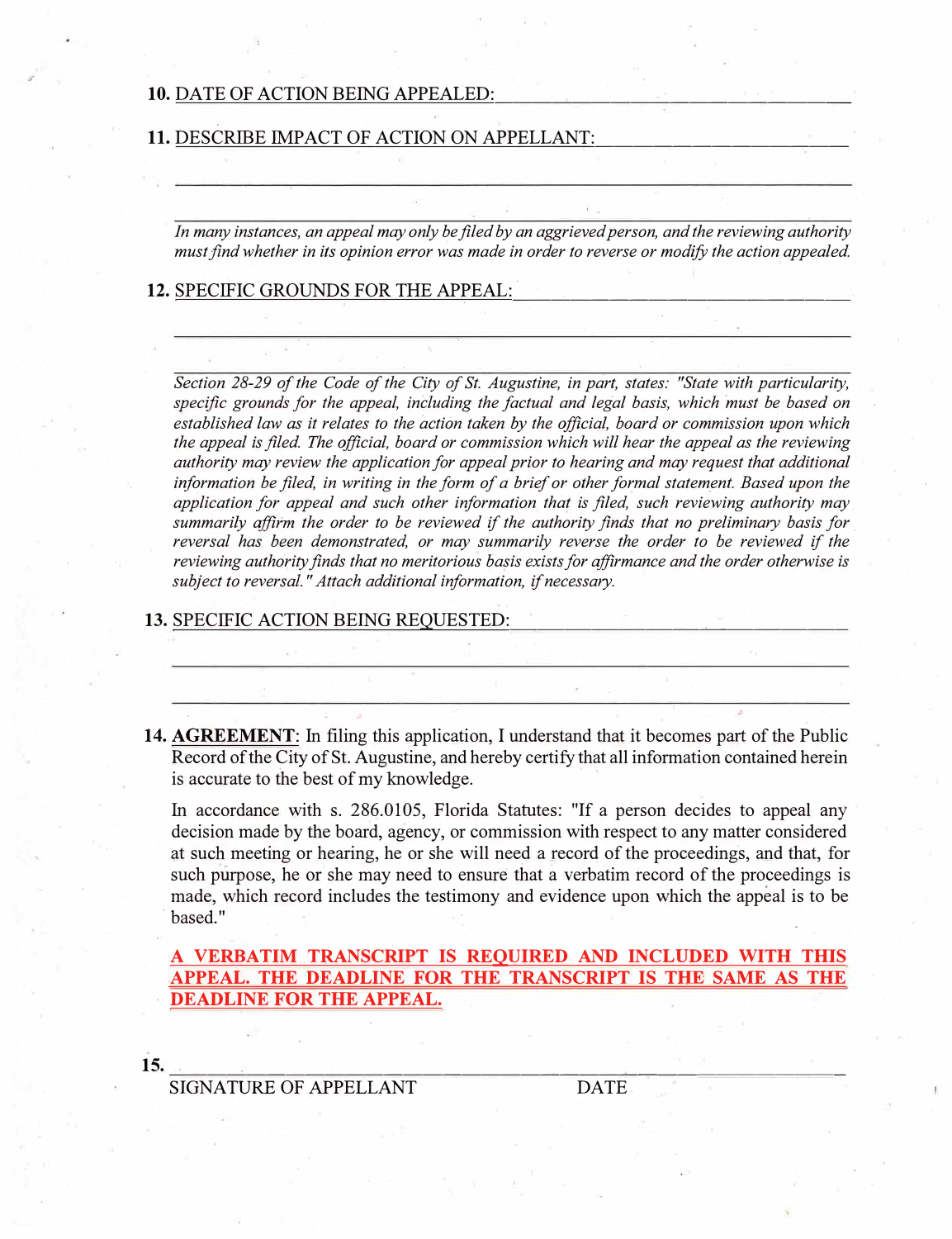10. DATE OF ACTION BEING APPEALED: ______________________________

11. DESCRIBE IMPACT OF ACTION ON APPELLANT: ______________________________

______________________________________________________________________

______________________________________________________________________

*In many instances, an appeal may only be filed by an aggrieved person, and the reviewing authority must find whether in its opinion error was made in order to reverse or modify the action appealed.*

12. SPECIFIC GROUNDS FOR THE APPEAL: ______________________________

______________________________________________________________________

______________________________________________________________________

*Section 28-29 of the Code of the City of St. Augustine, in part, states: "State with particularity, specific grounds for the appeal, including the factual and legal basis, which must be based on established law as it relates to the action taken by the official, board or commission upon which the appeal is filed. The official, board or commission which will hear the appeal as the reviewing authority may review the application for appeal prior to hearing and may request that additional information be filed, in writing in the form of a brief or other formal statement. Based upon the application for appeal and such other information that is filed, such reviewing authority may summarily affirm the order to be reviewed if the authority finds that no preliminary basis for reversal has been demonstrated, or may summarily reverse the order to be reviewed if the reviewing authority finds that no meritorious basis exists for affirmance and the order otherwise is subject to reversal." Attach additional information, if necessary.*

13. SPECIFIC ACTION BEING REQUESTED: ______________________________

______________________________________________________________________

______________________________________________________________________

14. **AGREEMENT**: In filing this application, I understand that it becomes part of the Public Record of the City of St. Augustine, and hereby certify that all information contained herein is accurate to the best of my knowledge.

In accordance with s. 286.0105, Florida Statutes: "If a person decides to appeal any decision made by the board, agency, or commission with respect to any matter considered at such meeting or hearing, he or she will need a record of the proceedings, and that, for such purpose, he or she may need to ensure that a verbatim record of the proceedings is made, which record includes the testimony and evidence upon which the appeal is to be based."

**A VERBATIM TRANSCRIPT IS REQUIRED AND INCLUDED WITH THIS APPEAL. THE DEADLINE FOR THE TRANSCRIPT IS THE SAME AS THE DEADLINE FOR THE APPEAL.**

15. ______________________________________________________________________

SIGNATURE OF APPELLANT DATE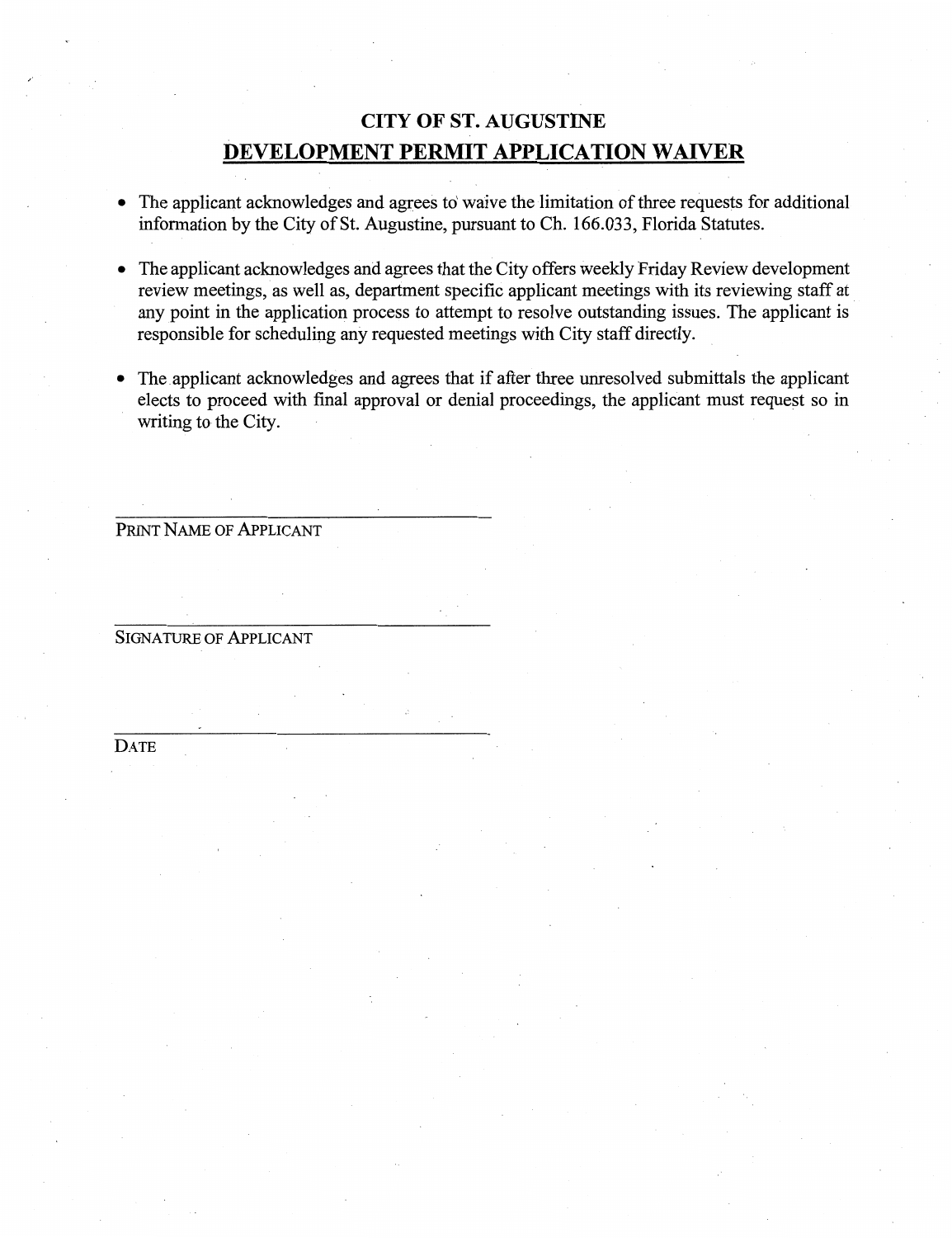# CITY OF ST. AUGUSTINE

## DEVELOPMENT PERMIT APPLICATION WAIVER

- The applicant acknowledges and agrees to waive the limitation of three requests for additional information by the City of St. Augustine, pursuant to Ch. 166.033, Florida Statutes.
- The applicant acknowledges and agrees that the City offers weekly Friday Review development review meetings, as well as, department specific applicant meetings with its reviewing staff at any point in the application process to attempt to resolve outstanding issues. The applicant is responsible for scheduling any requested meetings with City staff directly.
- The applicant acknowledges and agrees that if after three unresolved submittals the applicant elects to proceed with final approval or denial proceedings, the applicant must request so in writing to the City.

\_\_\_\_\_\_\_\_\_\_\_\_\_\_\_\_\_\_\_\_\_\_\_\_\_\_\_\_\_\_\_\_\_\_\_\_\_\_\_\_

PRINT NAME OF APPLICANT

\_\_\_\_\_\_\_\_\_\_\_\_\_\_\_\_\_\_\_\_\_\_\_\_\_\_\_\_\_\_\_\_\_\_\_\_\_\_\_\_

SIGNATURE OF APPLICANT

\_\_\_\_\_\_\_\_\_\_\_\_\_\_\_\_\_\_\_\_\_\_\_\_\_\_\_\_\_\_\_\_\_\_\_\_\_\_\_\_

DATE